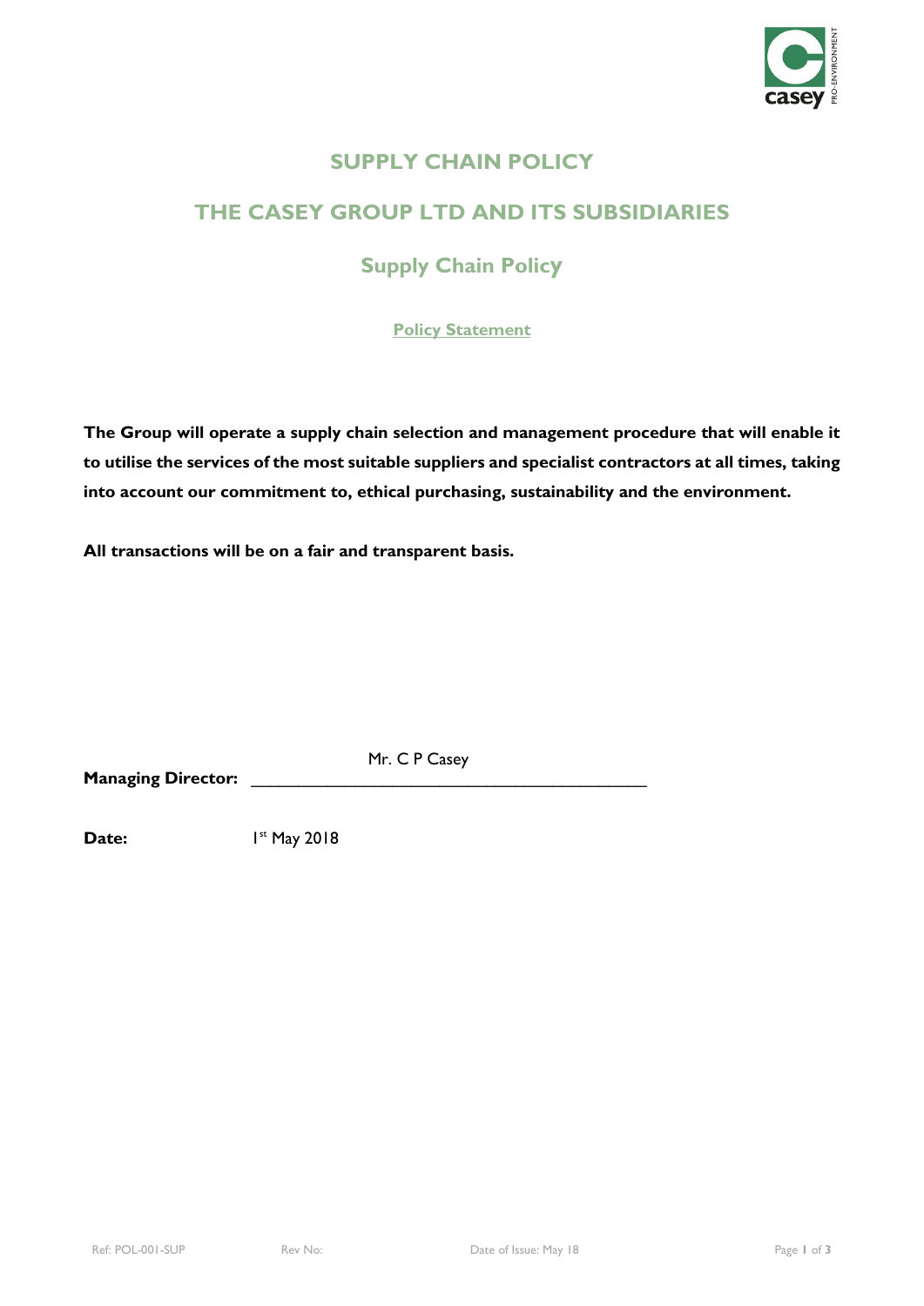# SUPPLY CHAIN POLICY

# THE CASEY GROUP LTD AND ITS SUBSIDIARIES

## Supply Chain Policy

### Policy Statement

**The Group will operate a supply chain selection and management procedure that will enable it to utilise the services of the most suitable suppliers and specialist contractors at all times, taking into account our commitment to, ethical purchasing, sustainability and the environment.**

**All transactions will be on a fair and transparent basis.**

**Managing Director:** Mr. C P Casey

**Date:** 1st May 2018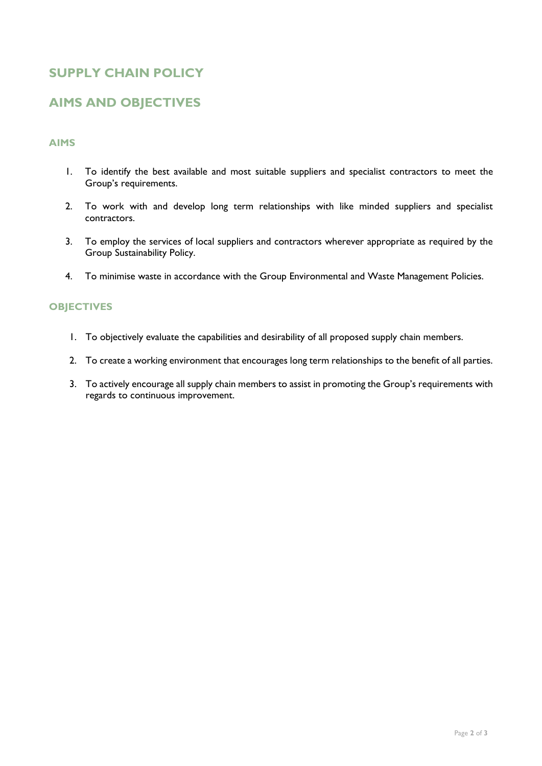# SUPPLY CHAIN POLICY

## AIMS AND OBJECTIVES

### AIMS

1. To identify the best available and most suitable suppliers and specialist contractors to meet the Group's requirements.

2. To work with and develop long term relationships with like minded suppliers and specialist contractors.

3. To employ the services of local suppliers and contractors wherever appropriate as required by the Group Sustainability Policy.

4. To minimise waste in accordance with the Group Environmental and Waste Management Policies.

### OBJECTIVES

1. To objectively evaluate the capabilities and desirability of all proposed supply chain members.

2. To create a working environment that encourages long term relationships to the benefit of all parties.

3. To actively encourage all supply chain members to assist in promoting the Group's requirements with regards to continuous improvement.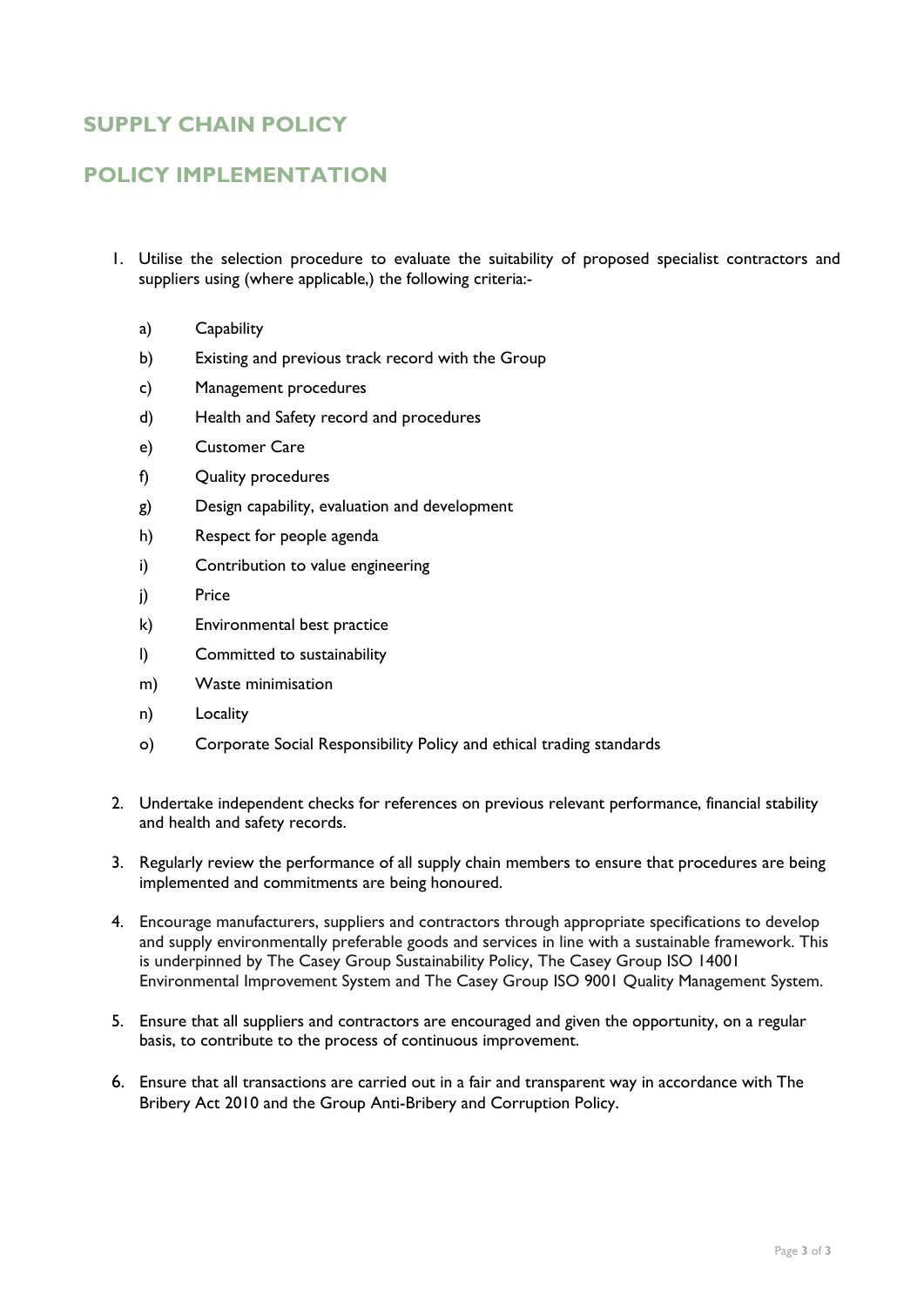## SUPPLY CHAIN POLICY

## POLICY IMPLEMENTATION

1. Utilise the selection procedure to evaluate the suitability of proposed specialist contractors and suppliers using (where applicable,) the following criteria:-

   a) Capability
   
   b) Existing and previous track record with the Group
   
   c) Management procedures
   
   d) Health and Safety record and procedures
   
   e) Customer Care
   
   f) Quality procedures
   
   g) Design capability, evaluation and development
   
   h) Respect for people agenda
   
   i) Contribution to value engineering
   
   j) Price
   
   k) Environmental best practice
   
   l) Committed to sustainability
   
   m) Waste minimisation
   
   n) Locality
   
   o) Corporate Social Responsibility Policy and ethical trading standards

2. Undertake independent checks for references on previous relevant performance, financial stability and health and safety records.

3. Regularly review the performance of all supply chain members to ensure that procedures are being implemented and commitments are being honoured.

4. Encourage manufacturers, suppliers and contractors through appropriate specifications to develop and supply environmentally preferable goods and services in line with a sustainable framework. This is underpinned by The Casey Group Sustainability Policy, The Casey Group ISO 14001 Environmental Improvement System and The Casey Group ISO 9001 Quality Management System.

5. Ensure that all suppliers and contractors are encouraged and given the opportunity, on a regular basis, to contribute to the process of continuous improvement.

6. Ensure that all transactions are carried out in a fair and transparent way in accordance with The Bribery Act 2010 and the Group Anti-Bribery and Corruption Policy.